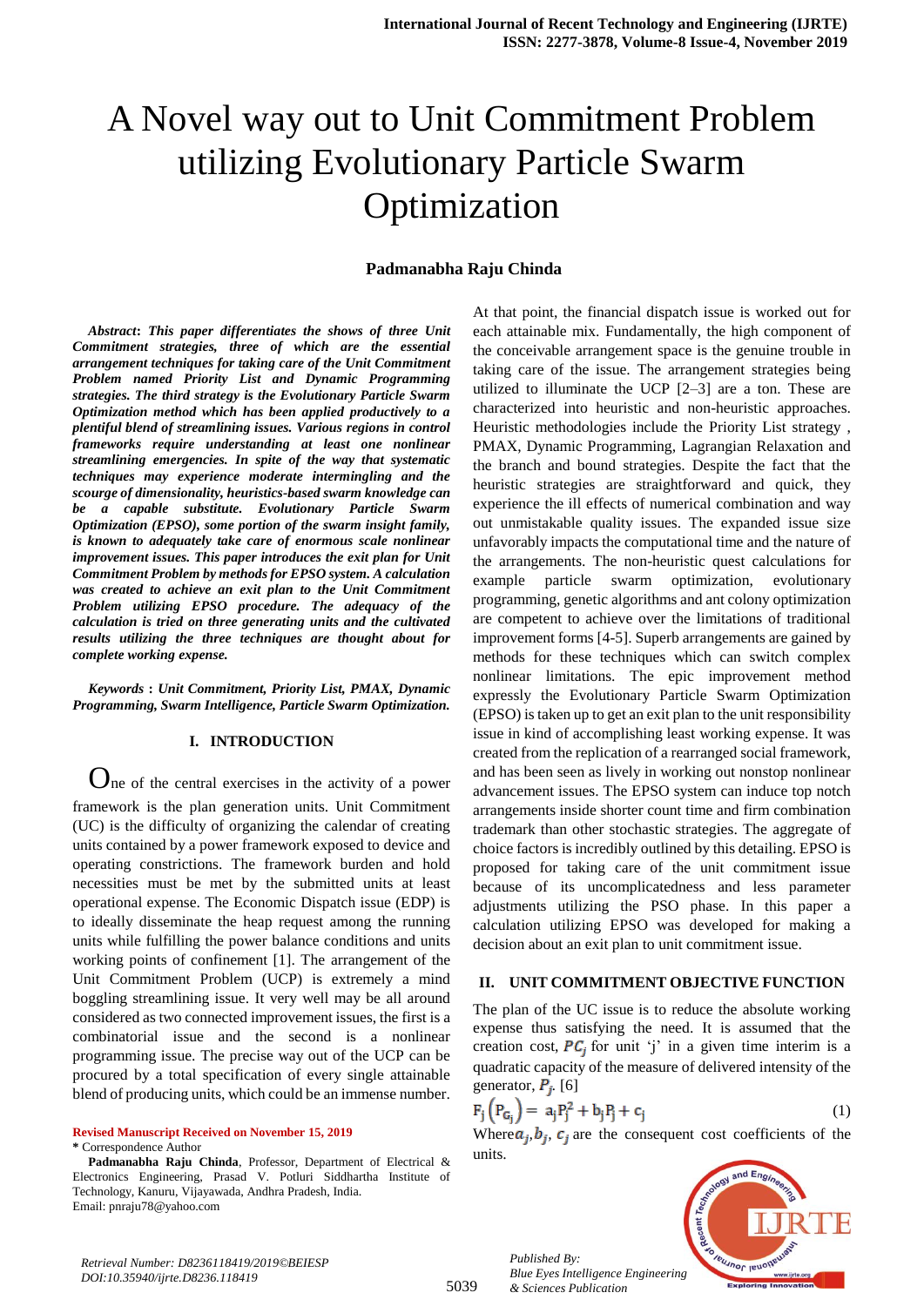# A Novel way out to Unit Commitment Problem utilizing Evolutionary Particle Swarm Optimization

**Padmanabha Raju Chinda**

***Abstract*****: *This paper differentiates the shows of three Unit Commitment strategies, three of which are the essential arrangement techniques for taking care of the Unit Commitment Problem named Priority List and Dynamic Programming strategies. The third strategy is the Evolutionary Particle Swarm Optimization method which has been applied productively to a plentiful blend of streamlining issues. Various regions in control frameworks require understanding at least one nonlinear streamlining emergencies. In spite of the way that systematic techniques may experience moderate intermingling and the scourge of dimensionality, heuristics-based swarm knowledge can be a capable substitute. Evolutionary Particle Swarm Optimization (EPSO), some portion of the swarm insight family, is known to adequately take care of enormous scale nonlinear improvement issues. This paper introduces the exit plan for Unit Commitment Problem by methods for EPSO system. A calculation was created to achieve an exit plan to the Unit Commitment Problem utilizing EPSO procedure. The adequacy of the calculation is tried on three generating units and the cultivated results utilizing the three techniques are thought about for complete working expense.***

***Keywords*** **: *Unit Commitment, Priority List, PMAX, Dynamic Programming, Swarm Intelligence, Particle Swarm Optimization.***

## I. INTRODUCTION

One of the central exercises in the activity of a power framework is the plan generation units. Unit Commitment (UC) is the difficulty of organizing the calendar of creating units contained by a power framework exposed to device and operating constrictions. The framework burden and hold necessities must be met by the submitted units at least operational expense. The Economic Dispatch issue (EDP) is to ideally disseminate the heap request among the running units while fulfilling the power balance conditions and units working points of confinement [1]. The arrangement of the Unit Commitment Problem (UCP) is extremely a mind boggling streamlining issue. It very well may be all around considered as two connected improvement issues, the first is a combinatorial issue and the second is a nonlinear programming issue. The precise way out of the UCP can be procured by a total specification of every single attainable blend of producing units, which could be an immense number. At that point, the financial dispatch issue is worked out for each attainable mix. Fundamentally, the high component of the conceivable arrangement space is the genuine trouble in taking care of the issue. The arrangement strategies being utilized to illuminate the UCP [2–3] are a ton. These are characterized into heuristic and non-heuristic approaches. Heuristic methodologies include the Priority List strategy , PMAX, Dynamic Programming, Lagrangian Relaxation and the branch and bound strategies. Despite the fact that the heuristic strategies are straightforward and quick, they experience the ill effects of numerical combination and way out unmistakable quality issues. The expanded issue size unfavorably impacts the computational time and the nature of the arrangements. The non-heuristic quest calculations for example particle swarm optimization, evolutionary programming, genetic algorithms and ant colony optimization are competent to achieve over the limitations of traditional improvement forms [4-5]. Superb arrangements are gained by methods for these techniques which can switch complex nonlinear limitations. The epic improvement method expressly the Evolutionary Particle Swarm Optimization (EPSO) is taken up to get an exit plan to the unit responsibility issue in kind of accomplishing least working expense. It was created from the replication of a rearranged social framework, and has been seen as lively in working out nonstop nonlinear advancement issues. The EPSO system can induce top notch arrangements inside shorter count time and firm combination trademark than other stochastic strategies. The aggregate of choice factors is incredibly outlined by this detailing. EPSO is proposed for taking care of the unit commitment issue because of its uncomplicatedness and less parameter adjustments utilizing the PSO phase. In this paper a calculation utilizing EPSO was developed for making a decision about an exit plan to unit commitment issue.

## II. UNIT COMMITMENT OBJECTIVE FUNCTION

The plan of the UC issue is to reduce the absolute working expense thus satisfying the need. It is assumed that the creation cost, $PC_j$ for unit 'j' in a given time interim is a quadratic capacity of the measure of delivered intensity of the generator, $P_j$. [6]

$$F_j\left(P_{G_j}\right) = a_j P_j^2 + b_j P_j + c_j \qquad (1)$$

Where $a_j, b_j, c_j$ are the consequent cost coefficients of the units.

**Revised Manuscript Received on November 15, 2019**

**\*** Correspondence Author

**Padmanabha Raju Chinda**, Professor, Department of Electrical & Electronics Engineering, Prasad V. Potluri Siddhartha Institute of Technology, Kanuru, Vijayawada, Andhra Pradesh, India. Email: pnraju78@yahoo.com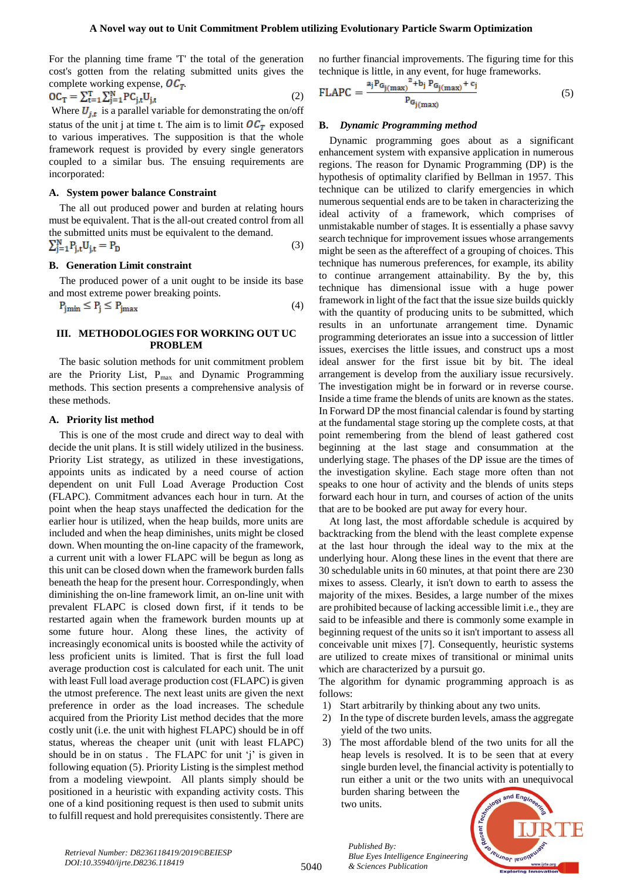For the planning time frame 'T' the total of the generation cost's gotten from the relating submitted units gives the complete working expense, $OC_T$.

$$OC_T = \sum_{t=1}^{T}\sum_{j=1}^{N} PC_{j,t} U_{j,t} \tag{2}$$

Where $U_{j,t}$ is a parallel variable for demonstrating the on/off status of the unit j at time t. The aim is to limit $OC_T$ exposed to various imperatives. The supposition is that the whole framework request is provided by every single generators coupled to a similar bus. The ensuing requirements are incorporated:

### A. System power balance Constraint

The all out produced power and burden at relating hours must be equivalent. That is the all-out created control from all the submitted units must be equivalent to the demand.

$$\sum_{j=1}^{N} P_{j,t} U_{j,t} = P_D \tag{3}$$

### B. Generation Limit constraint

The produced power of a unit ought to be inside its base and most extreme power breaking points.

$$P_{jmin} \leq P_j \leq P_{jmax} \tag{4}$$

## III. METHODOLOGIES FOR WORKING OUT UC PROBLEM

The basic solution methods for unit commitment problem are the Priority List, $P_{max}$ and Dynamic Programming methods. This section presents a comprehensive analysis of these methods.

### A. Priority list method

This is one of the most crude and direct way to deal with decide the unit plans. It is still widely utilized in the business. Priority List strategy, as utilized in these investigations, appoints units as indicated by a need course of action dependent on unit Full Load Average Production Cost (FLAPC). Commitment advances each hour in turn. At the point when the heap stays unaffected the dedication for the earlier hour is utilized, when the heap builds, more units are included and when the heap diminishes, units might be closed down. When mounting the on-line capacity of the framework, a current unit with a lower FLAPC will be begun as long as this unit can be closed down when the framework burden falls beneath the heap for the present hour. Correspondingly, when diminishing the on-line framework limit, an on-line unit with prevalent FLAPC is closed down first, if it tends to be restarted again when the framework burden mounts up at some future hour. Along these lines, the activity of increasingly economical units is boosted while the activity of less proficient units is limited. That is first the full load average production cost is calculated for each unit. The unit with least Full load average production cost (FLAPC) is given the utmost preference. The next least units are given the next preference in order as the load increases. The schedule acquired from the Priority List method decides that the more costly unit (i.e. the unit with highest FLAPC) should be in off status, whereas the cheaper unit (unit with least FLAPC) should be in on status . The FLAPC for unit 'j' is given in following equation (5). Priority Listing is the simplest method from a modeling viewpoint. All plants simply should be positioned in a heuristic with expanding activity costs. This one of a kind positioning request is then used to submit units to fulfill request and hold prerequisites consistently. There are no further financial improvements. The figuring time for this technique is little, in any event, for huge frameworks.

$$FLAPC = \frac{a_j P_{G_{j(max)}}^{\;2} + b_j P_{G_{j(max)}} + c_j}{P_{G_{j(max)}}} \tag{5}$$

### B. *Dynamic Programming method*

Dynamic programming goes about as a significant enhancement system with expansive application in numerous regions. The reason for Dynamic Programming (DP) is the hypothesis of optimality clarified by Bellman in 1957. This technique can be utilized to clarify emergencies in which numerous sequential ends are to be taken in characterizing the ideal activity of a framework, which comprises of unmistakable number of stages. It is essentially a phase savvy search technique for improvement issues whose arrangements might be seen as the aftereffect of a grouping of choices. This technique has numerous preferences, for example, its ability to continue arrangement attainability. By the by, this technique has dimensional issue with a huge power framework in light of the fact that the issue size builds quickly with the quantity of producing units to be submitted, which results in an unfortunate arrangement time. Dynamic programming deteriorates an issue into a succession of littler issues, exercises the little issues, and construct ups a most ideal answer for the first issue bit by bit. The ideal arrangement is develop from the auxiliary issue recursively. The investigation might be in forward or in reverse course. Inside a time frame the blends of units are known as the states. In Forward DP the most financial calendar is found by starting at the fundamental stage storing up the complete costs, at that point remembering from the blend of least gathered cost beginning at the last stage and consummation at the underlying stage. The phases of the DP issue are the times of the investigation skyline. Each stage more often than not speaks to one hour of activity and the blends of units steps forward each hour in turn, and courses of action of the units that are to be booked are put away for every hour.

At long last, the most affordable schedule is acquired by backtracking from the blend with the least complete expense at the last hour through the ideal way to the mix at the underlying hour. Along these lines in the event that there are 30 schedulable units in 60 minutes, at that point there are 230 mixes to assess. Clearly, it isn't down to earth to assess the majority of the mixes. Besides, a large number of the mixes are prohibited because of lacking accessible limit i.e., they are said to be infeasible and there is commonly some example in beginning request of the units so it isn't important to assess all conceivable unit mixes [7]. Consequently, heuristic systems are utilized to create mixes of transitional or minimal units which are characterized by a pursuit go.

The algorithm for dynamic programming approach is as follows:

1) Start arbitrarily by thinking about any two units.
2) In the type of discrete burden levels, amass the aggregate yield of the two units.
3) The most affordable blend of the two units for all the heap levels is resolved. It is to be seen that at every single burden level, the financial activity is potentially to run either a unit or the two units with an unequivocal burden sharing between the two units.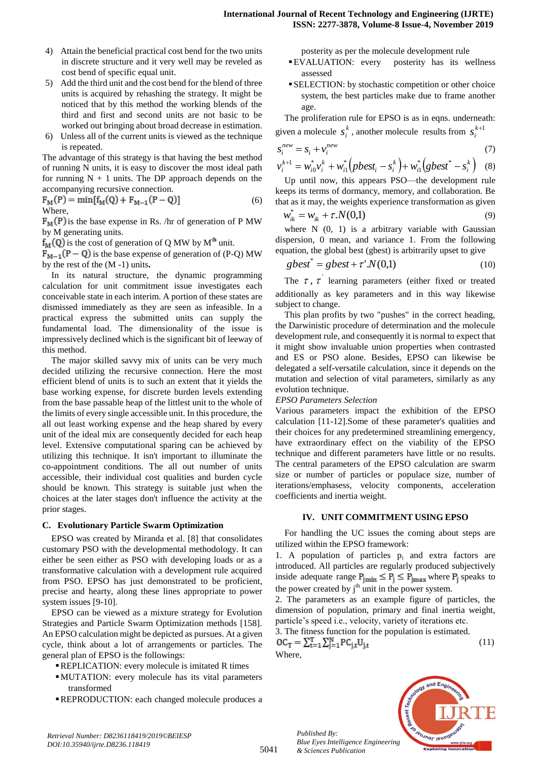4) Attain the beneficial practical cost bend for the two units in discrete structure and it very well may be reveled as cost bend of specific equal unit.
5) Add the third unit and the cost bend for the blend of three units is acquired by rehashing the strategy. It might be noticed that by this method the working blends of the third and first and second units are not basic to be worked out bringing about broad decrease in estimation.
6) Unless all of the current units is viewed as the technique is repeated.

The advantage of this strategy is that having the best method of running N units, it is easy to discover the most ideal path for running N + 1 units. The DP approach depends on the accompanying recursive connection.

$$F_M(P) = \min[f_M(Q) + F_{M-1}(P - Q)] \tag{6}$$

Where,

$F_M(P)$ is the base expense in Rs. /hr of generation of P MW by M generating units.

$f_M(Q)$ is the cost of generation of Q MW by M[th] unit.

$F_{M-1}(P - Q)$ is the base expense of generation of (P-Q) MW by the rest of the (M -1) units**.**

In its natural structure, the dynamic programming calculation for unit commitment issue investigates each conceivable state in each interim. A portion of these states are dismissed immediately as they are seen as infeasible. In a practical express the submitted units can supply the fundamental load. The dimensionality of the issue is impressively declined which is the significant bit of leeway of this method.

The major skilled savvy mix of units can be very much decided utilizing the recursive connection. Here the most efficient blend of units is to such an extent that it yields the base working expense, for discrete burden levels extending from the base passable heap of the littlest unit to the whole of the limits of every single accessible unit. In this procedure, the all out least working expense and the heap shared by every unit of the ideal mix are consequently decided for each heap level. Extensive computational sparing can be achieved by utilizing this technique. It isn't important to illuminate the co-appointment conditions. The all out number of units accessible, their individual cost qualities and burden cycle should be known. This strategy is suitable just when the choices at the later stages don't influence the activity at the prior stages.

### C. Evolutionary Particle Swarm Optimization

EPSO was created by Miranda et al. [8] that consolidates customary PSO with the developmental methodology. It can either be seen either as PSO with developing loads or as a transformative calculation with a development rule acquired from PSO. EPSO has just demonstrated to be proficient, precise and hearty, along these lines appropriate to power system issues [9-10].

EPSO can be viewed as a mixture strategy for Evolution Strategies and Particle Swarm Optimization methods [158]. An EPSO calculation might be depicted as pursues. At a given cycle, think about a lot of arrangements or particles. The general plan of EPSO is the followings:

- REPLICATION: every molecule is imitated R times
- MUTATION: every molecule has its vital parameters transformed
- REPRODUCTION: each changed molecule produces a posterity as per the molecule development rule
- EVALUATION: every posterity has its wellness assessed
- SELECTION: by stochastic competition or other choice system, the best particles make due to frame another age.

The proliferation rule for EPSO is as in eqns. underneath: given a molecule $s_i^k$, another molecule results from $s_i^{k+1}$

$$s_i^{new} = s_i + v_i^{new} \tag{7}$$

$$v_i^{k+1} = w_{i0}^* v_i^k + w_{i1}^* \left(pbest_i - s_i^k\right) + w_{i1}^* \left(gbest^* - s_i^k\right) \tag{8}$$

Up until now, this appears PSO—the development rule keeps its terms of dormancy, memory, and collaboration. Be that as it may, the weights experience transformation as given

$$w_{ik}^* = w_{ik} + \tau . N(0,1) \tag{9}$$

where N (0, 1) is a arbitrary variable with Gaussian dispersion, 0 mean, and variance 1. From the following equation, the global best (gbest) is arbitrarily upset to give

$$gbest^* = gbest + \tau' . N(0,1) \tag{10}$$

The $\tau$, $\tau'$ learning parameters (either fixed or treated additionally as key parameters and in this way likewise subject to change.

This plan profits by two "pushes" in the correct heading, the Darwinistic procedure of determination and the molecule development rule, and consequently it is normal to expect that it might show invaluable union properties when contrasted and ES or PSO alone. Besides, EPSO can likewise be delegated a self-versatile calculation, since it depends on the mutation and selection of vital parameters, similarly as any evolution technique.

*EPSO Parameters Selection*

Various parameters impact the exhibition of the EPSO calculation [11-12].Some of these parameter's qualities and their choices for any predetermined streamlining emergency, have extraordinary effect on the viability of the EPSO technique and different parameters have little or no results. The central parameters of the EPSO calculation are swarm size or number of particles or populace size, number of iterations/emphasess, velocity components, acceleration coefficients and inertia weight.

## IV. UNIT COMMITMENT USING EPSO

For handling the UC issues the coming about steps are utilized within the EPSO framework:

1. A population of particles $p_i$ and extra factors are introduced. All particles are regularly produced subjectively inside adequate range $P_{jmin} \leq P_j \leq P_{jmax}$ where $P_j$ speaks to the power created by j[th] unit in the power system.
2. The parameters as an example figure of particles, the dimension of population, primary and final inertia weight, particle's speed i.e., velocity, variety of iterations etc.
3. The fitness function for the population is estimated.

$$OC_T = \sum_{t=1}^{T} \sum_{j=1}^{N} PC_{j,t} U_{j,t} \tag{11}$$

Where,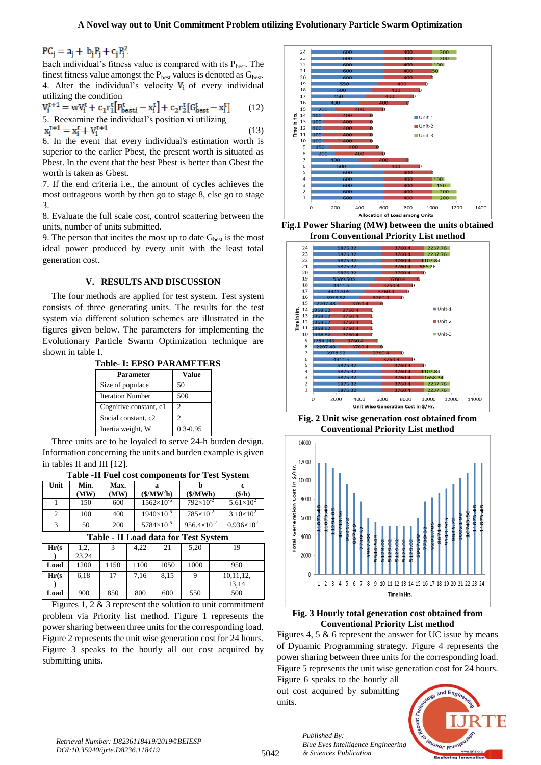$$PC_j = a_j + b_j P_j + c_j P_j^2.$$

Each individual's fitness value is compared with its $P_{best}$. The finest fitness value amongst the $P_{best}$ values is denoted as $G_{best}$.

4. Alter the individual's velocity $V_i$ of every individual utilizing the condition

$$V_i^{t+1} = wV_i^t + c_1 r_1^t [P_{best,i}^t - x_i^t] + c_2 r_2^t [G_{best}^t - x_i^t] \quad (12)$$

5. Reexamine the individual's position xi utilizing

$$x_i^{t+1} = x_i^t + V_i^{t+1} \quad (13)$$

6. In the event that every individual's estimation worth is superior to the earlier Pbest, the present worth is situated as Pbest. In the event that the best Pbest is better than Gbest the worth is taken as Gbest.

7. If the end criteria i.e., the amount of cycles achieves the most outrageous worth by then go to stage 8, else go to stage 3.

8. Evaluate the full scale cost, control scattering between the units, number of units submitted.

9. The person that incites the most up to date $G_{best}$ is the most ideal power produced by every unit with the least total generation cost.

## V. RESULTS AND DISCUSSION

The four methods are applied for test system. Test system consists of three generating units. The results for the test system via different solution schemes are illustrated in the figures given below. The parameters for implementing the Evolutionary Particle Swarm Optimization technique are shown in table I.

**Table- I: EPSO PARAMETERS**

| Parameter | Value |
|---|---|
| Size of populace | 50 |
| Iteration Number | 500 |
| Cognitive constant, c1 | 2 |
| Social constant, c2 | 2 |
| Inertia weight, W | 0.3-0.95 |

Three units are to be loyaled to serve 24-h burden design. Information concerning the units and burden example is given in tables II and III [12].

**Table -II Fuel cost components for Test System**

| Unit | Min. (MW) | Max. (MW) | a ($/MW²h) | b ($/MWh) | c ($/h) |
|---|---|---|---|---|---|
| 1 | 150 | 600 | $1562\times10^{-6}$ | $792\times10^{-2}$ | $5.61\times10^{2}$ |
| 2 | 100 | 400 | $1940\times10^{-6}$ | $785\times10^{-2}$ | $3.10\times10^{2}$ |
| 3 | 50 | 200 | $5784\times10^{-6}$ | $956.4\times10^{-2}$ | $0.936\times10^{2}$ |

**Table - II Load data for Test System**

| Hr(s) | 1,2, 23,24 | 3 | 4,22 | 21 | 5,20 | 19 |
|---|---|---|---|---|---|---|
| Load | 1200 | 1150 | 1100 | 1050 | 1000 | 950 |
| Hr(s) | 6,18 | 17 | 7,16 | 8,15 | 9 | 10,11,12, 13,14 |
| Load | 900 | 850 | 800 | 600 | 550 | 500 |

Figures 1, 2 & 3 represent the solution to unit commitment problem via Priority list method. Figure 1 represents the power sharing between three units for the corresponding load. Figure 2 represents the unit wise generation cost for 24 hours. Figure 3 speaks to the hourly all out cost acquired by submitting units.

Time in Hrs.
Allocation of Load among Units
Unit-1
Unit-2
Unit-3

**Fig.1 Power Sharing (MW) between the units obtained from Conventional Priority List method**

Time in Hrs.
Unit Wise Generation Cost in $/Hr.
Unit-1
Unit-2
Unit-3

**Fig. 2 Unit wise generation cost obtained from Conventional Priority List method**

Total Generation Cost in $/Hr.
Time in Hrs.

**Fig. 3 Hourly total generation cost obtained from Conventional Priority List method**

Figures 4, 5 & 6 represent the answer for UC issue by means of Dynamic Programming strategy. Figure 4 represents the power sharing between three units for the corresponding load. Figure 5 represents the unit wise generation cost for 24 hours. Figure 6 speaks to the hourly all out cost acquired by submitting units.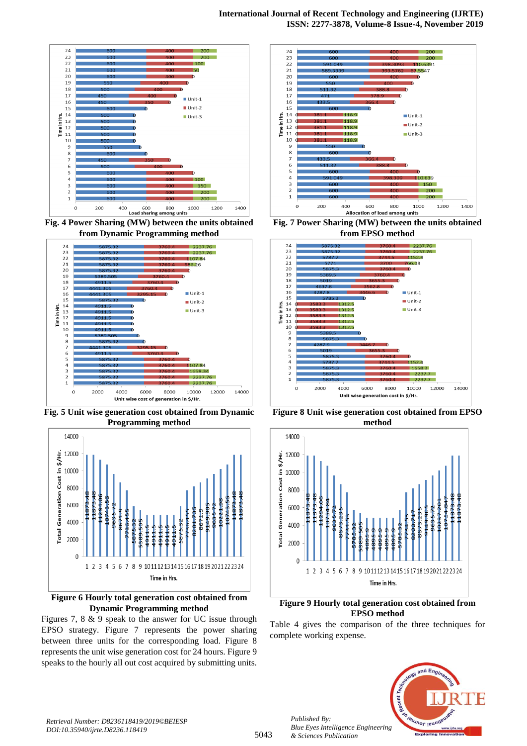24 600 400 200
23 600 400 200
22 600 400 100
21 600 400 50
20 600 400
19 550 400
18 500 400
17 450 400
16 450 350
15 600
14 500
13 500
12 500
11 500
10 500
9 550
8 600
7 450 350
6 500 400
5 600 400
4 600 400 100
3 600 400 150
2 600 400 200
1 600 400 200

Time in Hrs.

0 200 400 600 800 1000 1200 1400

Load sharing among units

Unit-1
Unit-2
Unit-3

**Fig. 4 Power Sharing (MW) between the units obtained from Dynamic Programming method**

24 5875.32 3760.4 2237.76
23 5875.32 3760.4 2237.76
22 5875.32 3760.4 1107.84
21 5875.32 3760.4 586.26
20 5875.32 3760.4
19 5389.505 3760.4
18 4911.5 3760.4
17 4441.305 3760.4
16 4441.305 3295.15
15 5875.32
14 4911.5
13 4911.5
12 4911.5
11 4911.5
10 4911.5
9 5389.505
8 5875.32
7 4441.305 3295.15
6 4911.5 3760.4
5 5875.32 3760.4
4 5875.32 3760.4 1107.84
3 5875.32 3760.4 1658.34
2 5875.32 3760.4 2237.76
1 5875.32 3760.4 2237.76

Time in Hrs.

0 2000 4000 6000 8000 10000 12000 14000

Unit wise cost of generation in $/Hr.

Unit-1
Unit-2
Unit-3

**Fig. 5 Unit wise generation cost obtained from Dynamic Programming method**

Total Generation Cost in $/Hr.

0 2000 4000 6000 8000 10000 12000 14000

11873.48 11873.48 11294.06 10743.56 9635.72 8671.9 7736.455 5875.32 5389.505 4911.5 4911.5 4911.5 4911.5 4911.5 5875.32 7736.455 8201.705 8671.9 9149.905 9635.72 10221.98 10743.56 11873.48 11873.48

1 2 3 4 5 6 7 8 9 10 11 12 13 14 15 16 17 18 19 20 21 22 23 24

Time in Hrs.

**Figure 6 Hourly total generation cost obtained from Dynamic Programming method**

Figures 7, 8 & 9 speak to the answer for UC issue through EPSO strategy. Figure 7 represents the power sharing between three units for the corresponding load. Figure 8 represents the unit wise generation cost for 24 hours. Figure 9 speaks to the hourly all out cost acquired by submitting units.

24 600 400 200
23 600 400 200
22 591.049 398.3093 110.6391
21 589.3339 393.5762 67.5547
20 600 400
19 550 400
18 511.32 388.8
17 471 378.9
16 433.5 366.4
15 600
14 381.1 118.9
13 381.1 118.9
12 381.1 118.9
11 381.1 118.9
10 381.1 118.9
9 550
8 600
7 433.5 366.4
6 511.32 388.8
5 600 400
4 591.049 398.309 110.639
3 600 400 150
2 600 400 200
1 600 400 200

Time in Hrs.

0 200 400 600 800 1000 1200 1400

Allocation of load among units

Unit-1
Unit-2
Unit-3

**Fig. 7 Power Sharing (MW) between the units obtained from EPSO method**

24 5875.32 3760.4 2237.76
23 5875.32 3760.4 2237.76
22 5787.7 3744.5 1152.4
21 5771 3700 766.08
20 5875.3 3760.4
19 5389.5 3760.4
18 5019 3655.3
17 4637.8 3562.8
16 4287.8 3446.6
15 5785.3
14 3583.3 1312.5
13 3583.3 1312.5
12 3583.3 1312.5
11 3583.3 1312.5
10 3583.3 1312.5
9 5389.5
8 5875.3
7 4287.9 3446.7
6 5019 3655.3
5 5875.3 3760.4
4 5787.7 3744.5 1152.4
3 5875.3 3760.4 1658.3
2 5875.3 3760.4 2237.7
1 5875.3 3760.4 2237.7

Time in Hrs.

0 2000 4000 6000 8000 10000 12000 14000

Unit wise generation cost in $/Hr.

Unit-1
Unit-2
Unit-3

**Figure 8 Unit wise generation cost obtained from EPSO method**

Total Generation Cost in $/Hr.

0 2000 4000 6000 8000 10000 12000 14000

11873.48 11873.48 11294.06 10754.84 9635.72 8673.235 7734.55 5785.32 5389.505 4895.9 4895.9 4895.9 4895.9 4895.9 5785.32 7734.53 8200.717 8673.235 9149.905 9635.72 10237.201 10754.847 11873.48 11873.48

1 2 3 4 5 6 7 8 9 10 11 12 13 14 15 16 17 18 19 20 21 22 23 24

Time in Hrs.

**Figure 9 Hourly total generation cost obtained from EPSO method**

Table 4 gives the comparison of the three techniques for complete working expense.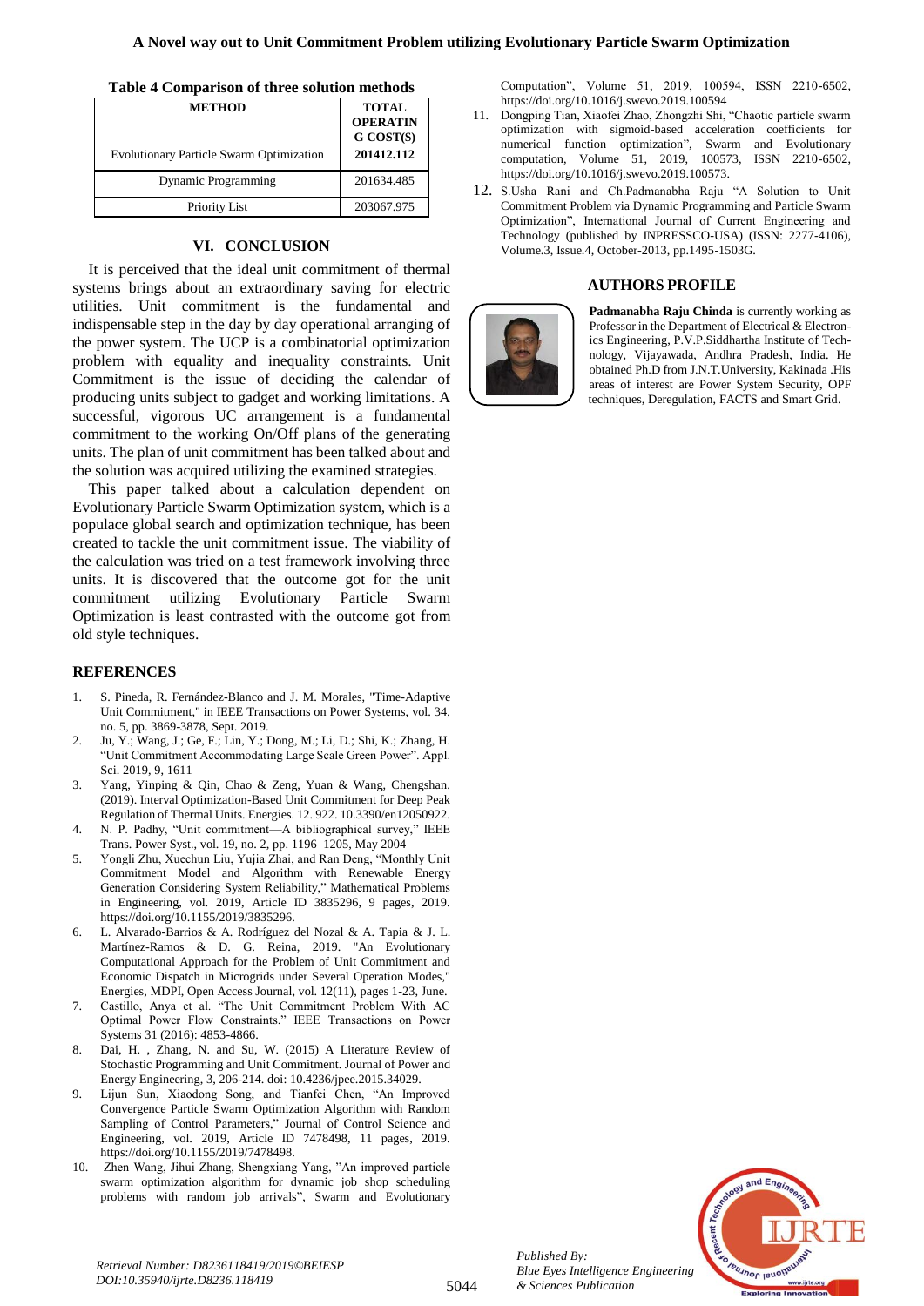Table 4 Comparison of three solution methods

| METHOD | TOTAL OPERATING COST($) |
|---|---|
| Evolutionary Particle Swarm Optimization | **201412.112** |
| Dynamic Programming | 201634.485 |
| Priority List | 203067.975 |

## VI. CONCLUSION

It is perceived that the ideal unit commitment of thermal systems brings about an extraordinary saving for electric utilities. Unit commitment is the fundamental and indispensable step in the day by day operational arranging of the power system. The UCP is a combinatorial optimization problem with equality and inequality constraints. Unit Commitment is the issue of deciding the calendar of producing units subject to gadget and working limitations. A successful, vigorous UC arrangement is a fundamental commitment to the working On/Off plans of the generating units. The plan of unit commitment has been talked about and the solution was acquired utilizing the examined strategies.

This paper talked about a calculation dependent on Evolutionary Particle Swarm Optimization system, which is a populace global search and optimization technique, has been created to tackle the unit commitment issue. The viability of the calculation was tried on a test framework involving three units. It is discovered that the outcome got for the unit commitment utilizing Evolutionary Particle Swarm Optimization is least contrasted with the outcome got from old style techniques.

## REFERENCES

1. S. Pineda, R. Fernández-Blanco and J. M. Morales, "Time-Adaptive Unit Commitment," in IEEE Transactions on Power Systems, vol. 34, no. 5, pp. 3869-3878, Sept. 2019.
2. Ju, Y.; Wang, J.; Ge, F.; Lin, Y.; Dong, M.; Li, D.; Shi, K.; Zhang, H. "Unit Commitment Accommodating Large Scale Green Power". Appl. Sci. 2019, 9, 1611
3. Yang, Yinping & Qin, Chao & Zeng, Yuan & Wang, Chengshan. (2019). Interval Optimization-Based Unit Commitment for Deep Peak Regulation of Thermal Units. Energies. 12. 922. 10.3390/en12050922.
4. N. P. Padhy, "Unit commitment—A bibliographical survey," IEEE Trans. Power Syst., vol. 19, no. 2, pp. 1196–1205, May 2004
5. Yongli Zhu, Xuechun Liu, Yujia Zhai, and Ran Deng, "Monthly Unit Commitment Model and Algorithm with Renewable Energy Generation Considering System Reliability," Mathematical Problems in Engineering, vol. 2019, Article ID 3835296, 9 pages, 2019. https://doi.org/10.1155/2019/3835296.
6. L. Alvarado-Barrios & A. Rodríguez del Nozal & A. Tapia & J. L. Martínez-Ramos & D. G. Reina, 2019. "An Evolutionary Computational Approach for the Problem of Unit Commitment and Economic Dispatch in Microgrids under Several Operation Modes," Energies, MDPI, Open Access Journal, vol. 12(11), pages 1-23, June.
7. Castillo, Anya et al. "The Unit Commitment Problem With AC Optimal Power Flow Constraints." IEEE Transactions on Power Systems 31 (2016): 4853-4866.
8. Dai, H. , Zhang, N. and Su, W. (2015) A Literature Review of Stochastic Programming and Unit Commitment. Journal of Power and Energy Engineering, 3, 206-214. doi: 10.4236/jpee.2015.34029.
9. Lijun Sun, Xiaodong Song, and Tianfei Chen, "An Improved Convergence Particle Swarm Optimization Algorithm with Random Sampling of Control Parameters," Journal of Control Science and Engineering, vol. 2019, Article ID 7478498, 11 pages, 2019. https://doi.org/10.1155/2019/7478498.
10. Zhen Wang, Jihui Zhang, Shengxiang Yang, "An improved particle swarm optimization algorithm for dynamic job shop scheduling problems with random job arrivals", Swarm and Evolutionary Computation", Volume 51, 2019, 100594, ISSN 2210-6502, https://doi.org/10.1016/j.swevo.2019.100594
11. Dongping Tian, Xiaofei Zhao, Zhongzhi Shi, "Chaotic particle swarm optimization with sigmoid-based acceleration coefficients for numerical function optimization", Swarm and Evolutionary computation, Volume 51, 2019, 100573, ISSN 2210-6502, https://doi.org/10.1016/j.swevo.2019.100573.
12. S.Usha Rani and Ch.Padmanabha Raju "A Solution to Unit Commitment Problem via Dynamic Programming and Particle Swarm Optimization", International Journal of Current Engineering and Technology (published by INPRESSCO-USA) (ISSN: 2277-4106), Volume.3, Issue.4, October-2013, pp.1495-1503G.

## AUTHORS PROFILE

**Padmanabha Raju Chinda** is currently working as Professor in the Department of Electrical & Electronics Engineering, P.V.P.Siddhartha Institute of Technology, Vijayawada, Andhra Pradesh, India. He obtained Ph.D from J.N.T.University, Kakinada .His areas of interest are Power System Security, OPF techniques, Deregulation, FACTS and Smart Grid.